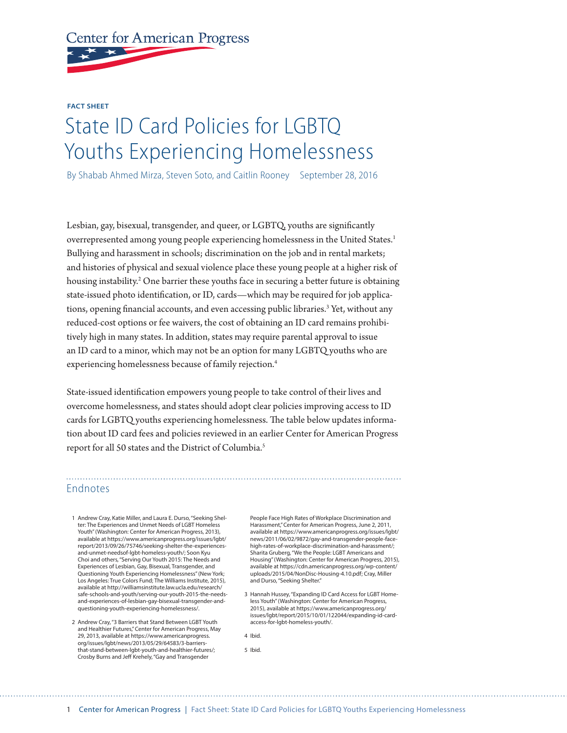Center for American Progress

FACT SHEET

# State ID Card Policies for LGBTQ Youths Experiencing Homelessness

By Shabab Ahmed Mirza, Steven Soto, and Caitlin Rooney    September 28, 2016

Lesbian, gay, bisexual, transgender, and queer, or LGBTQ, youths are significantly overrepresented among young people experiencing homelessness in the United States.[1] Bullying and harassment in schools; discrimination on the job and in rental markets; and histories of physical and sexual violence place these young people at a higher risk of housing instability.[2] One barrier these youths face in securing a better future is obtaining state-issued photo identification, or ID, cards—which may be required for job applications, opening financial accounts, and even accessing public libraries.[3] Yet, without any reduced-cost options or fee waivers, the cost of obtaining an ID card remains prohibitively high in many states. In addition, states may require parental approval to issue an ID card to a minor, which may not be an option for many LGBTQ youths who are experiencing homelessness because of family rejection.[4]

State-issued identification empowers young people to take control of their lives and overcome homelessness, and states should adopt clear policies improving access to ID cards for LGBTQ youths experiencing homelessness. The table below updates information about ID card fees and policies reviewed in an earlier Center for American Progress report for all 50 states and the District of Columbia.[5]

## Endnotes

1 Andrew Cray, Katie Miller, and Laura E. Durso, "Seeking Shelter: The Experiences and Unmet Needs of LGBT Homeless Youth" (Washington: Center for American Progress, 2013), available at https://www.americanprogress.org/issues/lgbt/report/2013/09/26/75746/seeking-shelter-the-experiences-and-unmet-needsof-lgbt-homeless-youth/; Soon Kyu Choi and others, "Serving Our Youth 2015: The Needs and Experiences of Lesbian, Gay, Bisexual, Transgender, and Questioning Youth Experiencing Homelessness" (New York; Los Angeles: True Colors Fund; The Williams Institute, 2015), available at http://williamsinstitute.law.ucla.edu/research/safe-schools-and-youth/serving-our-youth-2015-the-needs-and-experiences-of-lesbian-gay-bisexual-transgender-and-questioning-youth-experiencing-homelessness/.

2 Andrew Cray, "3 Barriers that Stand Between LGBT Youth and Healthier Futures," Center for American Progress, May 29, 2013, available at https://www.americanprogress.org/issues/lgbt/news/2013/05/29/64583/3-barriers-that-stand-between-lgbt-youth-and-healthier-futures/; Crosby Burns and Jeff Krehely, "Gay and Transgender People Face High Rates of Workplace Discrimination and Harassment," Center for American Progress, June 2, 2011, available at https://www.americanprogress.org/issues/lgbt/news/2011/06/02/9872/gay-and-transgender-people-face-high-rates-of-workplace-discrimination-and-harassment/; Sharita Gruberg, "We the People: LGBT Americans and Housing" (Washington: Center for American Progress, 2015), available at https://cdn.americanprogress.org/wp-content/uploads/2015/04/NonDisc-Housing-4.10.pdf; Cray, Miller and Durso, "Seeking Shelter."

3 Hannah Hussey, "Expanding ID Card Access for LGBT Homeless Youth" (Washington: Center for American Progress, 2015), available at https://www.americanprogress.org/issues/lgbt/report/2015/10/01/122044/expanding-id-card-access-for-lgbt-homeless-youth/.

4 Ibid.

5 Ibid.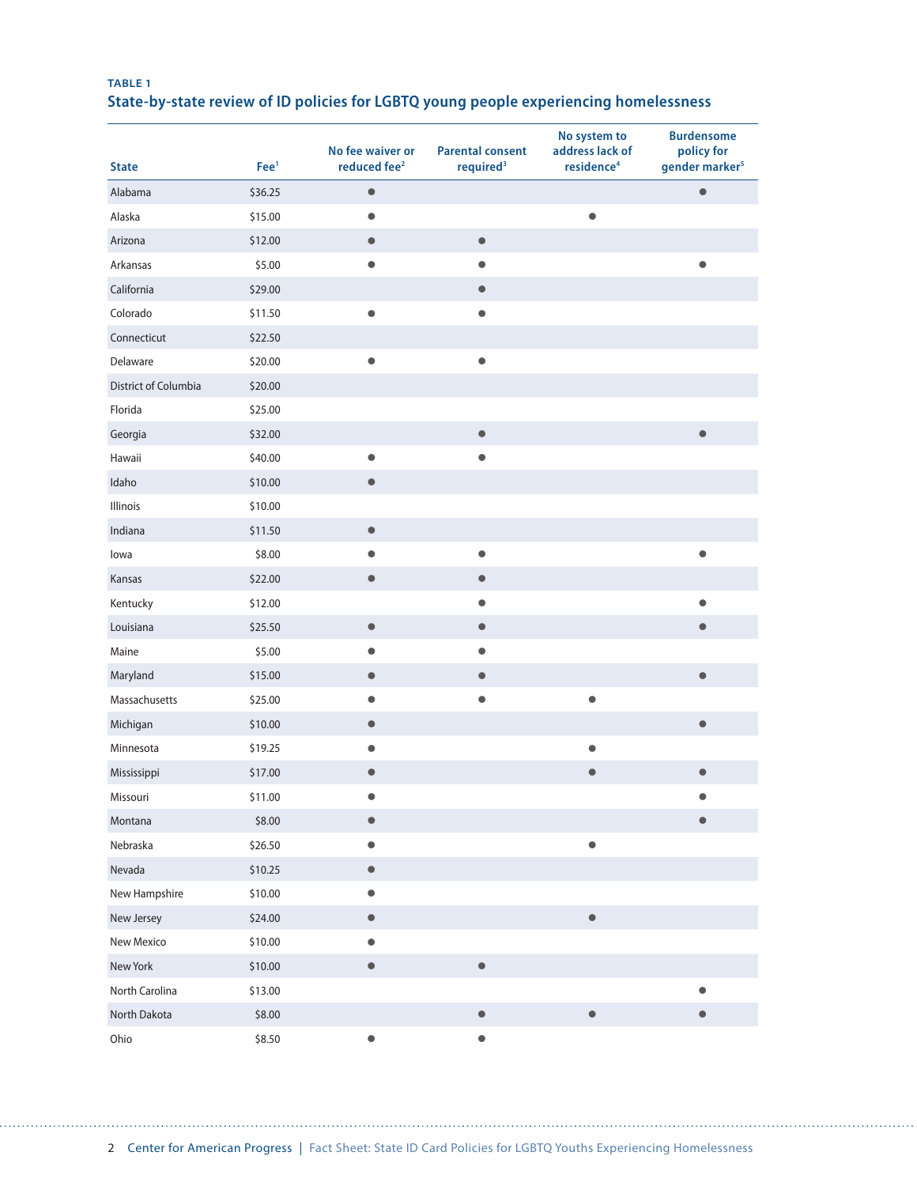**TABLE 1**

## State-by-state review of ID policies for LGBTQ young people experiencing homelessness

| State | Fee[1] | No fee waiver or reduced fee[2] | Parental consent required[3] | No system to address lack of residence[4] | Burdensome policy for gender marker[5] |
|---|---|---|---|---|---|
| Alabama | $36.25 | ● | | | ● |
| Alaska | $15.00 | ● | | ● | |
| Arizona | $12.00 | ● | ● | | |
| Arkansas | $5.00 | ● | ● | | ● |
| California | $29.00 | | ● | | |
| Colorado | $11.50 | ● | ● | | |
| Connecticut | $22.50 | | | | |
| Delaware | $20.00 | ● | ● | | |
| District of Columbia | $20.00 | | | | |
| Florida | $25.00 | | | | |
| Georgia | $32.00 | | ● | | ● |
| Hawaii | $40.00 | ● | ● | | |
| Idaho | $10.00 | ● | | | |
| Illinois | $10.00 | | | | |
| Indiana | $11.50 | ● | | | |
| Iowa | $8.00 | ● | ● | | ● |
| Kansas | $22.00 | ● | ● | | |
| Kentucky | $12.00 | | ● | | ● |
| Louisiana | $25.50 | ● | ● | | ● |
| Maine | $5.00 | ● | ● | | |
| Maryland | $15.00 | ● | ● | | ● |
| Massachusetts | $25.00 | ● | ● | ● | |
| Michigan | $10.00 | ● | | | ● |
| Minnesota | $19.25 | ● | | ● | |
| Mississippi | $17.00 | ● | | ● | ● |
| Missouri | $11.00 | ● | | | ● |
| Montana | $8.00 | ● | | | ● |
| Nebraska | $26.50 | ● | | ● | |
| Nevada | $10.25 | ● | | | |
| New Hampshire | $10.00 | ● | | | |
| New Jersey | $24.00 | ● | | ● | |
| New Mexico | $10.00 | ● | | | |
| New York | $10.00 | ● | ● | | |
| North Carolina | $13.00 | | | | ● |
| North Dakota | $8.00 | | ● | ● | ● |
| Ohio | $8.50 | ● | ● | | |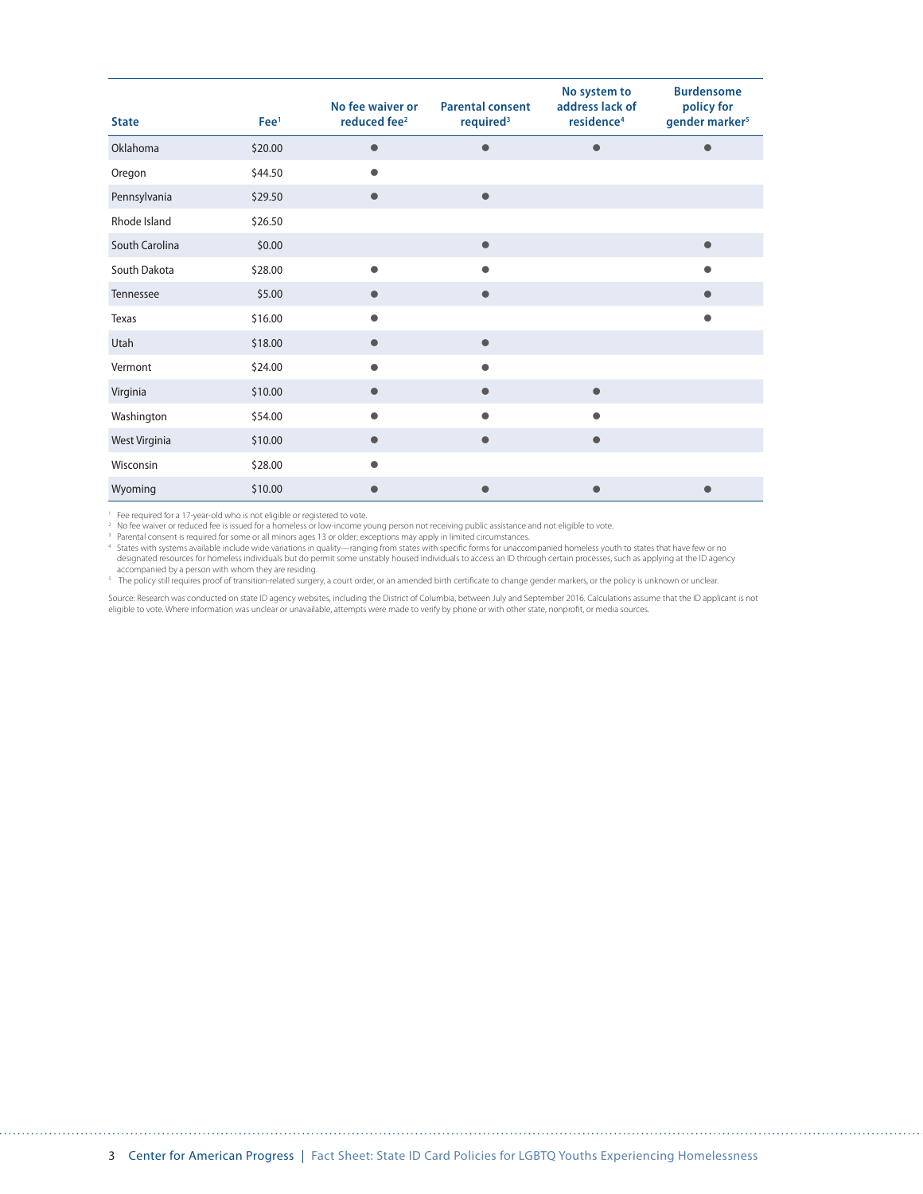| State | Fee[1] | No fee waiver or reduced fee[2] | Parental consent required[3] | No system to address lack of residence[4] | Burdensome policy for gender marker[5] |
|---|---|---|---|---|---|
| Oklahoma | $20.00 | ● | ● | ● | ● |
| Oregon | $44.50 | ● | | | |
| Pennsylvania | $29.50 | ● | ● | | |
| Rhode Island | $26.50 | | | | |
| South Carolina | $0.00 | | ● | | ● |
| South Dakota | $28.00 | ● | ● | | ● |
| Tennessee | $5.00 | ● | ● | | ● |
| Texas | $16.00 | ● | | | ● |
| Utah | $18.00 | ● | ● | | |
| Vermont | $24.00 | ● | ● | | |
| Virginia | $10.00 | ● | ● | ● | |
| Washington | $54.00 | ● | ● | ● | |
| West Virginia | $10.00 | ● | ● | ● | |
| Wisconsin | $28.00 | ● | | | |
| Wyoming | $10.00 | ● | ● | ● | ● |

[1] Fee required for a 17-year-old who is not eligible or registered to vote.
[2] No fee waiver or reduced fee is issued for a homeless or low-income young person not receiving public assistance and not eligible to vote.
[3] Parental consent is required for some or all minors ages 13 or older; exceptions may apply in limited circumstances.
[4] States with systems available include wide variations in quality—ranging from states with specific forms for unaccompanied homeless youth to states that have few or no designated resources for homeless individuals but do permit some unstably housed individuals to access an ID through certain processes, such as applying at the ID agency accompanied by a person with whom they are residing.
[5] The policy still requires proof of transition-related surgery, a court order, or an amended birth certificate to change gender markers, or the policy is unknown or unclear.

Source: Research was conducted on state ID agency websites, including the District of Columbia, between July and September 2016. Calculations assume that the ID applicant is not eligible to vote. Where information was unclear or unavailable, attempts were made to verify by phone or with other state, nonprofit, or media sources.